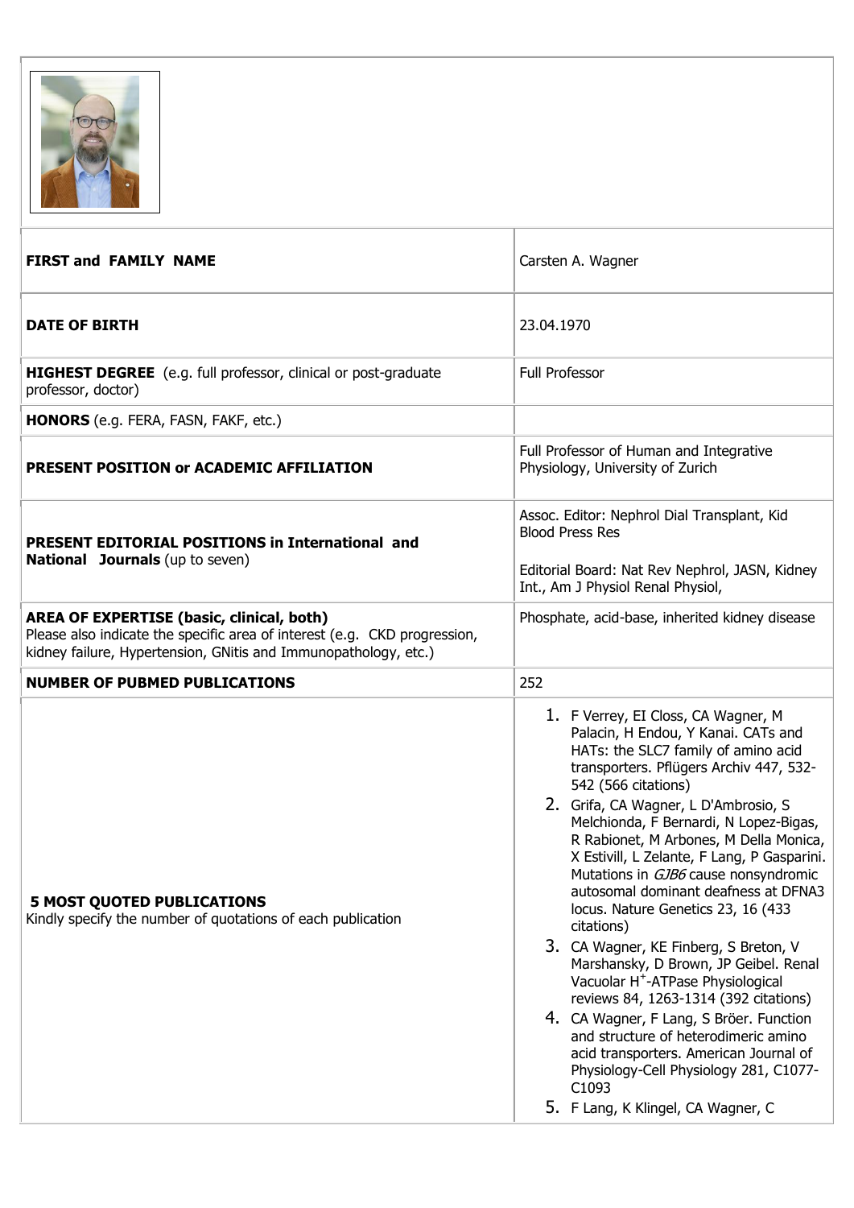| FIRST and FAMILY NAME | Carsten A. Wagner |
|---|---|
| **DATE OF BIRTH** | 23.04.1970 |
| **HIGHEST DEGREE** (e.g. full professor, clinical or post-graduate professor, doctor) | Full Professor |
| **HONORS** (e.g. FERA, FASN, FAKF, etc.) | |
| **PRESENT POSITION or ACADEMIC AFFILIATION** | Full Professor of Human and Integrative Physiology, University of Zurich |
| **PRESENT EDITORIAL POSITIONS in International and National Journals** (up to seven) | Assoc. Editor: Nephrol Dial Transplant, Kid Blood Press Res<br><br>Editorial Board: Nat Rev Nephrol, JASN, Kidney Int., Am J Physiol Renal Physiol, |
| **AREA OF EXPERTISE (basic, clinical, both)**<br>Please also indicate the specific area of interest (e.g. CKD progression, kidney failure, Hypertension, GNitis and Immunopathology, etc.) | Phosphate, acid-base, inherited kidney disease |
| **NUMBER OF PUBMED PUBLICATIONS** | 252 |
| **5 MOST QUOTED PUBLICATIONS**<br>Kindly specify the number of quotations of each publication | 1. F Verrey, EI Closs, CA Wagner, M Palacin, H Endou, Y Kanai. CATs and HATs: the SLC7 family of amino acid transporters. Pflügers Archiv 447, 532-542 (566 citations)<br>2. Grifa, CA Wagner, L D'Ambrosio, S Melchionda, F Bernardi, N Lopez-Bigas, R Rabionet, M Arbones, M Della Monica, X Estivill, L Zelante, F Lang, P Gasparini. Mutations in *GJB6* cause nonsyndromic autosomal dominant deafness at DFNA3 locus. Nature Genetics 23, 16 (433 citations)<br>3. CA Wagner, KE Finberg, S Breton, V Marshansky, D Brown, JP Geibel. Renal Vacuolar $H^{+}$-ATPase Physiological reviews 84, 1263-1314 (392 citations)<br>4. CA Wagner, F Lang, S Bröer. Function and structure of heterodimeric amino acid transporters. American Journal of Physiology-Cell Physiology 281, C1077-C1093<br>5. F Lang, K Klingel, CA Wagner, C |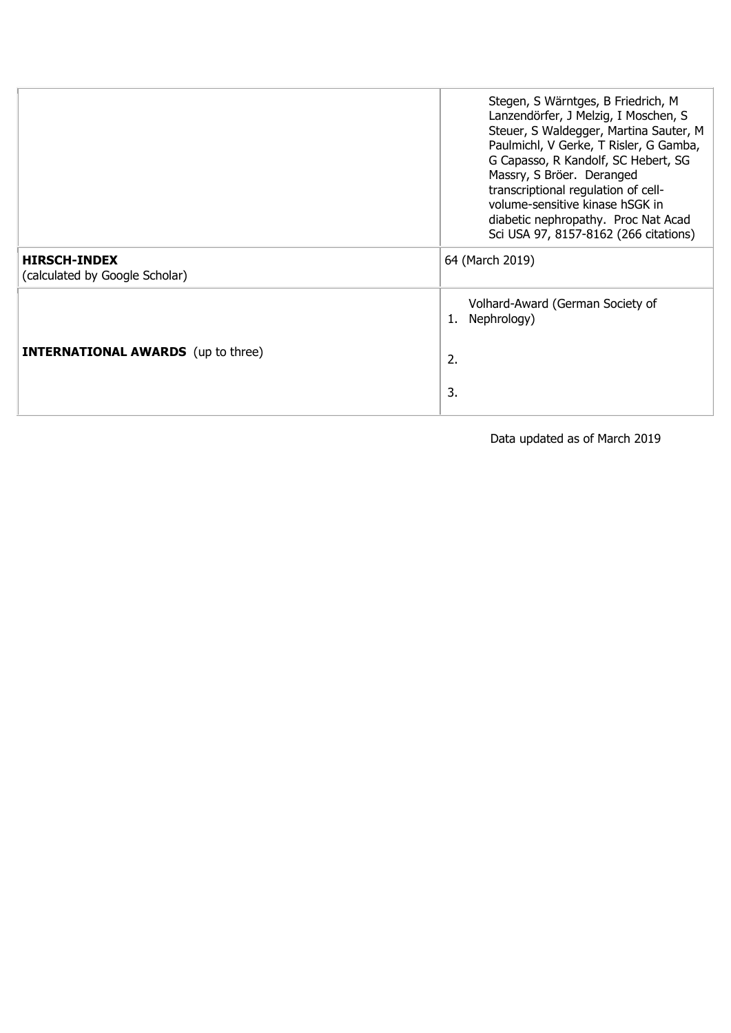| | |
|---|---|
| | Stegen, S Wärntges, B Friedrich, M Lanzendörfer, J Melzig, I Moschen, S Steuer, S Waldegger, Martina Sauter, M Paulmichl, V Gerke, T Risler, G Gamba, G Capasso, R Kandolf, SC Hebert, SG Massry, S Bröer. Deranged transcriptional regulation of cell-volume-sensitive kinase hSGK in diabetic nephropathy. Proc Nat Acad Sci USA 97, 8157-8162 (266 citations) |
| **HIRSCH-INDEX** (calculated by Google Scholar) | 64 (March 2019) |
| **INTERNATIONAL AWARDS** (up to three) | 1. Volhard-Award (German Society of Nephrology)<br>2.<br>3. |

Data updated as of March 2019